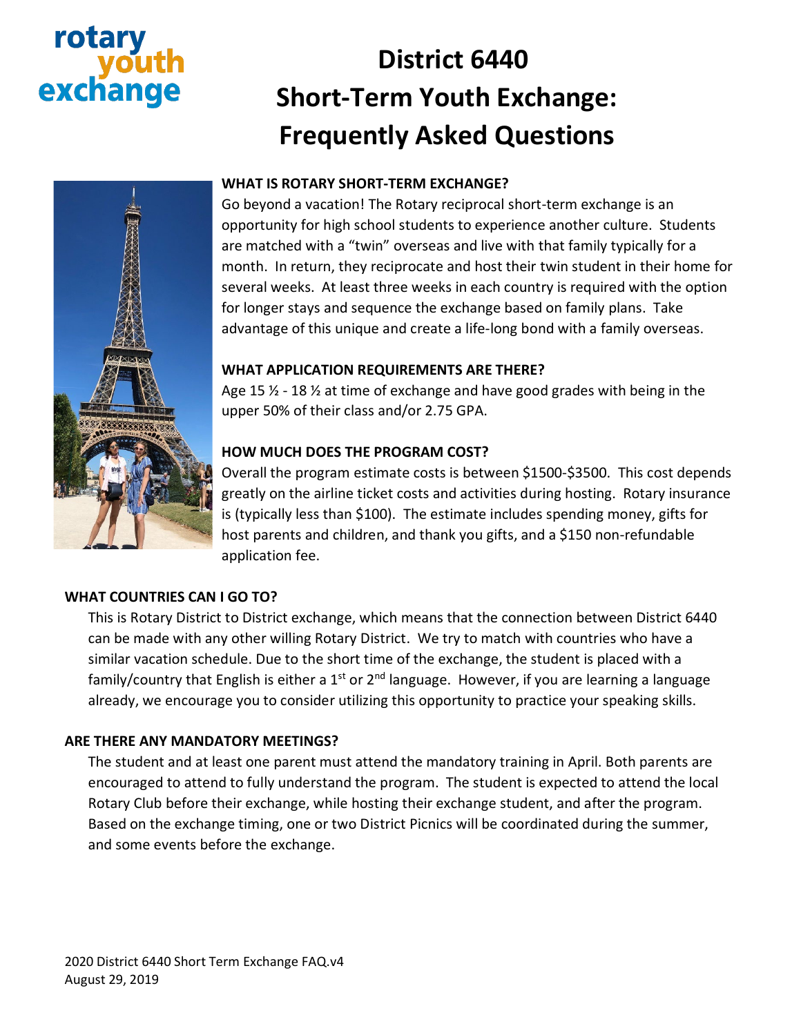rotary youth exchange

# District 6440 Short-Term Youth Exchange: Frequently Asked Questions

## WHAT IS ROTARY SHORT-TERM EXCHANGE?

Go beyond a vacation! The Rotary reciprocal short-term exchange is an opportunity for high school students to experience another culture. Students are matched with a "twin" overseas and live with that family typically for a month. In return, they reciprocate and host their twin student in their home for several weeks. At least three weeks in each country is required with the option for longer stays and sequence the exchange based on family plans. Take advantage of this unique and create a life-long bond with a family overseas.

## WHAT APPLICATION REQUIREMENTS ARE THERE?

Age 15 ½ - 18 ½ at time of exchange and have good grades with being in the upper 50% of their class and/or 2.75 GPA.

## HOW MUCH DOES THE PROGRAM COST?

Overall the program estimate costs is between $1500-$3500. This cost depends greatly on the airline ticket costs and activities during hosting. Rotary insurance is (typically less than $100). The estimate includes spending money, gifts for host parents and children, and thank you gifts, and a $150 non-refundable application fee.

## WHAT COUNTRIES CAN I GO TO?

This is Rotary District to District exchange, which means that the connection between District 6440 can be made with any other willing Rotary District. We try to match with countries who have a similar vacation schedule. Due to the short time of the exchange, the student is placed with a family/country that English is either a 1st or 2nd language. However, if you are learning a language already, we encourage you to consider utilizing this opportunity to practice your speaking skills.

## ARE THERE ANY MANDATORY MEETINGS?

The student and at least one parent must attend the mandatory training in April. Both parents are encouraged to attend to fully understand the program. The student is expected to attend the local Rotary Club before their exchange, while hosting their exchange student, and after the program. Based on the exchange timing, one or two District Picnics will be coordinated during the summer, and some events before the exchange.

2020 District 6440 Short Term Exchange FAQ.v4
August 29, 2019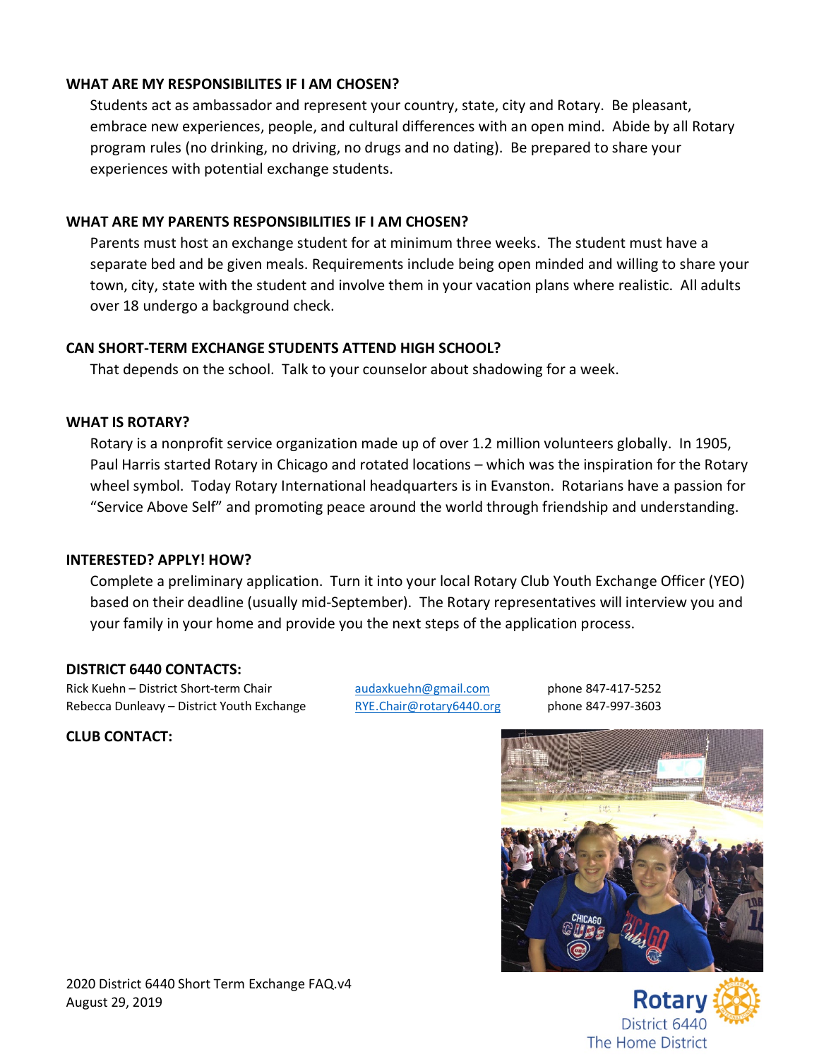**WHAT ARE MY RESPONSIBILITES IF I AM CHOSEN?**

Students act as ambassador and represent your country, state, city and Rotary. Be pleasant, embrace new experiences, people, and cultural differences with an open mind. Abide by all Rotary program rules (no drinking, no driving, no drugs and no dating). Be prepared to share your experiences with potential exchange students.

**WHAT ARE MY PARENTS RESPONSIBILITIES IF I AM CHOSEN?**

Parents must host an exchange student for at minimum three weeks. The student must have a separate bed and be given meals. Requirements include being open minded and willing to share your town, city, state with the student and involve them in your vacation plans where realistic. All adults over 18 undergo a background check.

**CAN SHORT-TERM EXCHANGE STUDENTS ATTEND HIGH SCHOOL?**

That depends on the school. Talk to your counselor about shadowing for a week.

**WHAT IS ROTARY?**

Rotary is a nonprofit service organization made up of over 1.2 million volunteers globally. In 1905, Paul Harris started Rotary in Chicago and rotated locations – which was the inspiration for the Rotary wheel symbol. Today Rotary International headquarters is in Evanston. Rotarians have a passion for "Service Above Self" and promoting peace around the world through friendship and understanding.

**INTERESTED? APPLY! HOW?**

Complete a preliminary application. Turn it into your local Rotary Club Youth Exchange Officer (YEO) based on their deadline (usually mid-September). The Rotary representatives will interview you and your family in your home and provide you the next steps of the application process.

**DISTRICT 6440 CONTACTS:**

| | | |
|---|---|---|
| Rick Kuehn – District Short-term Chair | audaxkuehn@gmail.com | phone 847-417-5252 |
| Rebecca Dunleavy – District Youth Exchange | RYE.Chair@rotary6440.org | phone 847-997-3603 |

**CLUB CONTACT:**

2020 District 6440 Short Term Exchange FAQ.v4
August 29, 2019

Rotary
District 6440
The Home District